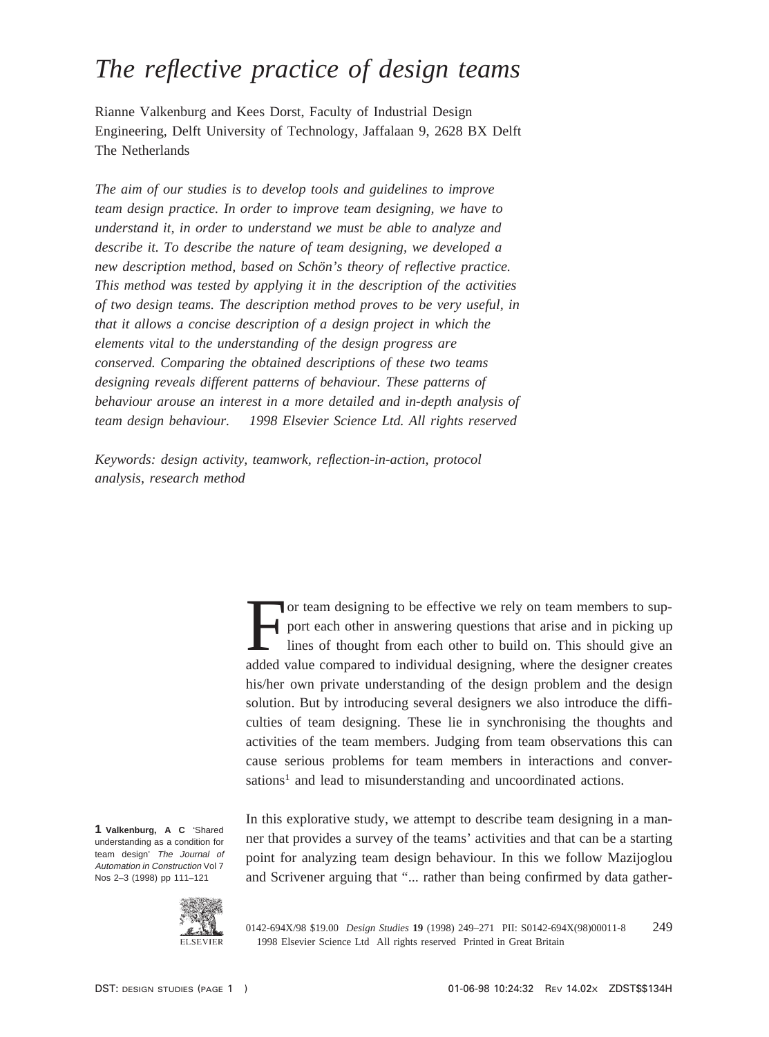# The reflective practice of design teams

Rianne Valkenburg and Kees Dorst, Faculty of Industrial Design Engineering, Delft University of Technology, Jaffalaan 9, 2628 BX Delft The Netherlands

*The aim of our studies is to develop tools and guidelines to improve team design practice. In order to improve team designing, we have to understand it, in order to understand we must be able to analyze and describe it. To describe the nature of team designing, we developed a new description method, based on Schön's theory of reflective practice. This method was tested by applying it in the description of the activities of two design teams. The description method proves to be very useful, in that it allows a concise description of a design project in which the elements vital to the understanding of the design progress are conserved. Comparing the obtained descriptions of these two teams designing reveals different patterns of behaviour. These patterns of behaviour arouse an interest in a more detailed and in-depth analysis of team design behaviour. 1998 Elsevier Science Ltd. All rights reserved*

*Keywords: design activity, teamwork, reflection-in-action, protocol analysis, research method*

For team designing to be effective we rely on team members to support each other in answering questions that arise and in picking up lines of thought from each other to build on. This should give an added value compared to individual designing, where the designer creates his/her own private understanding of the design problem and the design solution. But by introducing several designers we also introduce the difficulties of team designing. These lie in synchronising the thoughts and activities of the team members. Judging from team observations this can cause serious problems for team members in interactions and conversations[1] and lead to misunderstanding and uncoordinated actions.

In this explorative study, we attempt to describe team designing in a manner that provides a survey of the teams' activities and that can be a starting point for analyzing team design behaviour. In this we follow Mazijoglou and Scrivener arguing that "... rather than being confirmed by data gather-

**1 Valkenburg, A C** 'Shared understanding as a condition for team design' *The Journal of Automation in Construction* Vol 7 Nos 2–3 (1998) pp 111–121

0142-694X/98 $19.00 *Design Studies* **19** (1998) 249–271 PII: S0142-694X(98)00011-8
1998 Elsevier Science Ltd All rights reserved Printed in Great Britain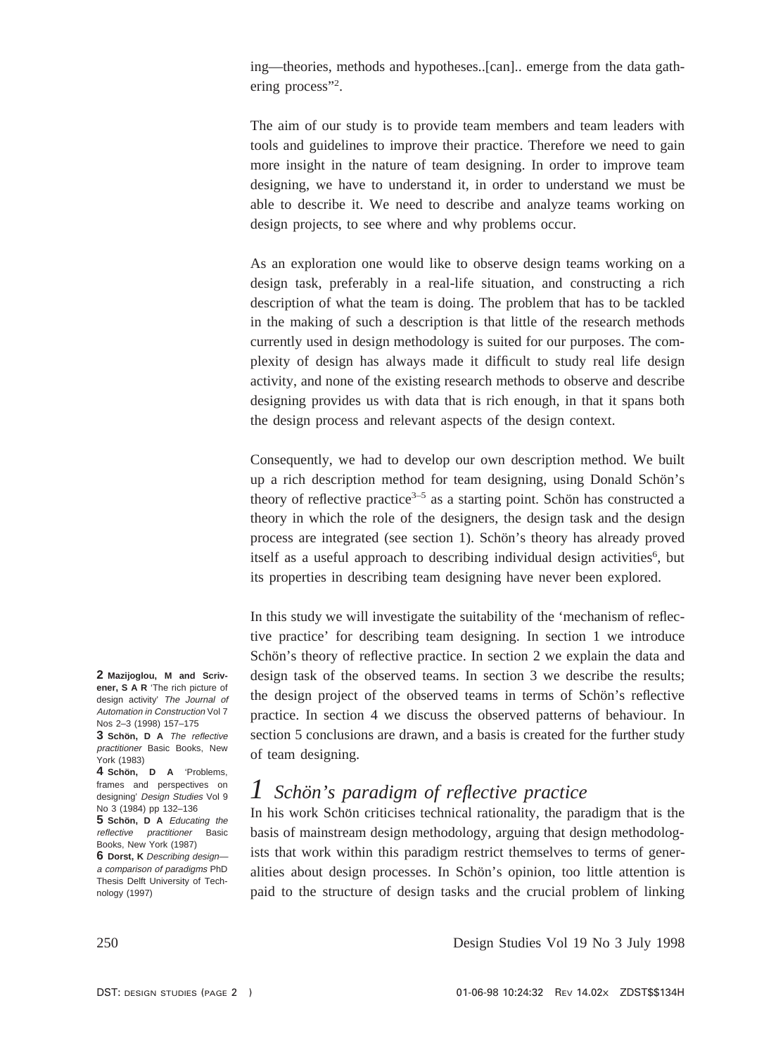ing—theories, methods and hypotheses..[can].. emerge from the data gathering process"[2].

The aim of our study is to provide team members and team leaders with tools and guidelines to improve their practice. Therefore we need to gain more insight in the nature of team designing. In order to improve team designing, we have to understand it, in order to understand we must be able to describe it. We need to describe and analyze teams working on design projects, to see where and why problems occur.

As an exploration one would like to observe design teams working on a design task, preferably in a real-life situation, and constructing a rich description of what the team is doing. The problem that has to be tackled in the making of such a description is that little of the research methods currently used in design methodology is suited for our purposes. The complexity of design has always made it difficult to study real life design activity, and none of the existing research methods to observe and describe designing provides us with data that is rich enough, in that it spans both the design process and relevant aspects of the design context.

Consequently, we had to develop our own description method. We built up a rich description method for team designing, using Donald Schön's theory of reflective practice[3–5] as a starting point. Schön has constructed a theory in which the role of the designers, the design task and the design process are integrated (see section 1). Schön's theory has already proved itself as a useful approach to describing individual design activities[6], but its properties in describing team designing have never been explored.

In this study we will investigate the suitability of the 'mechanism of reflective practice' for describing team designing. In section 1 we introduce Schön's theory of reflective practice. In section 2 we explain the data and design task of the observed teams. In section 3 we describe the results; the design project of the observed teams in terms of Schön's reflective practice. In section 4 we discuss the observed patterns of behaviour. In section 5 conclusions are drawn, and a basis is created for the further study of team designing.

# 1 Schön's paradigm of reflective practice

In his work Schön criticises technical rationality, the paradigm that is the basis of mainstream design methodology, arguing that design methodologists that work within this paradigm restrict themselves to terms of generalities about design processes. In Schön's opinion, too little attention is paid to the structure of design tasks and the crucial problem of linking

**2 Mazijoglou, M and Scrivener, S A R** 'The rich picture of design activity' *The Journal of Automation in Construction* Vol 7 Nos 2–3 (1998) 157–175

**3 Schön, D A** *The reflective practitioner* Basic Books, New York (1983)

**4 Schön, D A** 'Problems, frames and perspectives on designing' *Design Studies* Vol 9 No 3 (1984) pp 132–136

**5 Schön, D A** *Educating the reflective practitioner* Basic Books, New York (1987)

**6 Dorst, K** *Describing design—a comparison of paradigms* PhD Thesis Delft University of Technology (1997)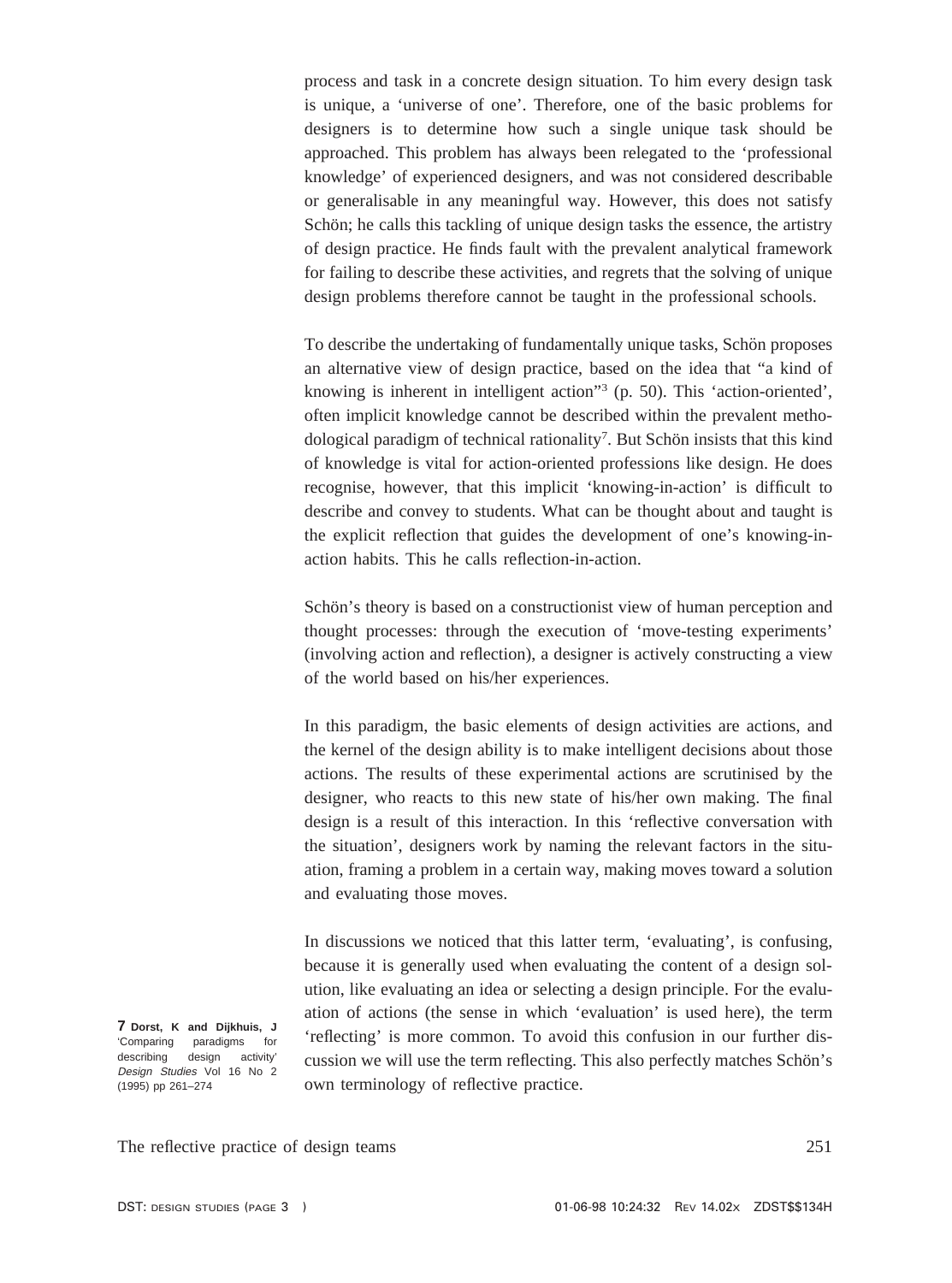process and task in a concrete design situation. To him every design task is unique, a 'universe of one'. Therefore, one of the basic problems for designers is to determine how such a single unique task should be approached. This problem has always been relegated to the 'professional knowledge' of experienced designers, and was not considered describable or generalisable in any meaningful way. However, this does not satisfy Schön; he calls this tackling of unique design tasks the essence, the artistry of design practice. He finds fault with the prevalent analytical framework for failing to describe these activities, and regrets that the solving of unique design problems therefore cannot be taught in the professional schools.

To describe the undertaking of fundamentally unique tasks, Schön proposes an alternative view of design practice, based on the idea that "a kind of knowing is inherent in intelligent action"[3] (p. 50). This 'action-oriented', often implicit knowledge cannot be described within the prevalent methodological paradigm of technical rationality[7]. But Schön insists that this kind of knowledge is vital for action-oriented professions like design. He does recognise, however, that this implicit 'knowing-in-action' is difficult to describe and convey to students. What can be thought about and taught is the explicit reflection that guides the development of one's knowing-in-action habits. This he calls reflection-in-action.

Schön's theory is based on a constructionist view of human perception and thought processes: through the execution of 'move-testing experiments' (involving action and reflection), a designer is actively constructing a view of the world based on his/her experiences.

In this paradigm, the basic elements of design activities are actions, and the kernel of the design ability is to make intelligent decisions about those actions. The results of these experimental actions are scrutinised by the designer, who reacts to this new state of his/her own making. The final design is a result of this interaction. In this 'reflective conversation with the situation', designers work by naming the relevant factors in the situation, framing a problem in a certain way, making moves toward a solution and evaluating those moves.

In discussions we noticed that this latter term, 'evaluating', is confusing, because it is generally used when evaluating the content of a design solution, like evaluating an idea or selecting a design principle. For the evaluation of actions (the sense in which 'evaluation' is used here), the term 'reflecting' is more common. To avoid this confusion in our further discussion we will use the term reflecting. This also perfectly matches Schön's own terminology of reflective practice.

**7 Dorst, K and Dijkhuis, J** 'Comparing paradigms for describing design activity' *Design Studies* Vol 16 No 2 (1995) pp 261–274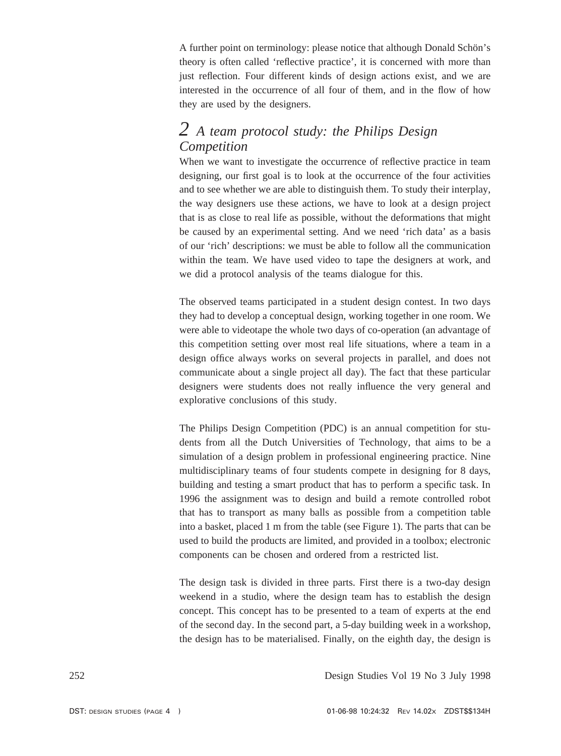A further point on terminology: please notice that although Donald Schön's theory is often called 'reflective practice', it is concerned with more than just reflection. Four different kinds of design actions exist, and we are interested in the occurrence of all four of them, and in the flow of how they are used by the designers.

## 2 A team protocol study: the Philips Design Competition

When we want to investigate the occurrence of reflective practice in team designing, our first goal is to look at the occurrence of the four activities and to see whether we are able to distinguish them. To study their interplay, the way designers use these actions, we have to look at a design project that is as close to real life as possible, without the deformations that might be caused by an experimental setting. And we need 'rich data' as a basis of our 'rich' descriptions: we must be able to follow all the communication within the team. We have used video to tape the designers at work, and we did a protocol analysis of the teams dialogue for this.

The observed teams participated in a student design contest. In two days they had to develop a conceptual design, working together in one room. We were able to videotape the whole two days of co-operation (an advantage of this competition setting over most real life situations, where a team in a design office always works on several projects in parallel, and does not communicate about a single project all day). The fact that these particular designers were students does not really influence the very general and explorative conclusions of this study.

The Philips Design Competition (PDC) is an annual competition for students from all the Dutch Universities of Technology, that aims to be a simulation of a design problem in professional engineering practice. Nine multidisciplinary teams of four students compete in designing for 8 days, building and testing a smart product that has to perform a specific task. In 1996 the assignment was to design and build a remote controlled robot that has to transport as many balls as possible from a competition table into a basket, placed 1 m from the table (see Figure 1). The parts that can be used to build the products are limited, and provided in a toolbox; electronic components can be chosen and ordered from a restricted list.

The design task is divided in three parts. First there is a two-day design weekend in a studio, where the design team has to establish the design concept. This concept has to be presented to a team of experts at the end of the second day. In the second part, a 5-day building week in a workshop, the design has to be materialised. Finally, on the eighth day, the design is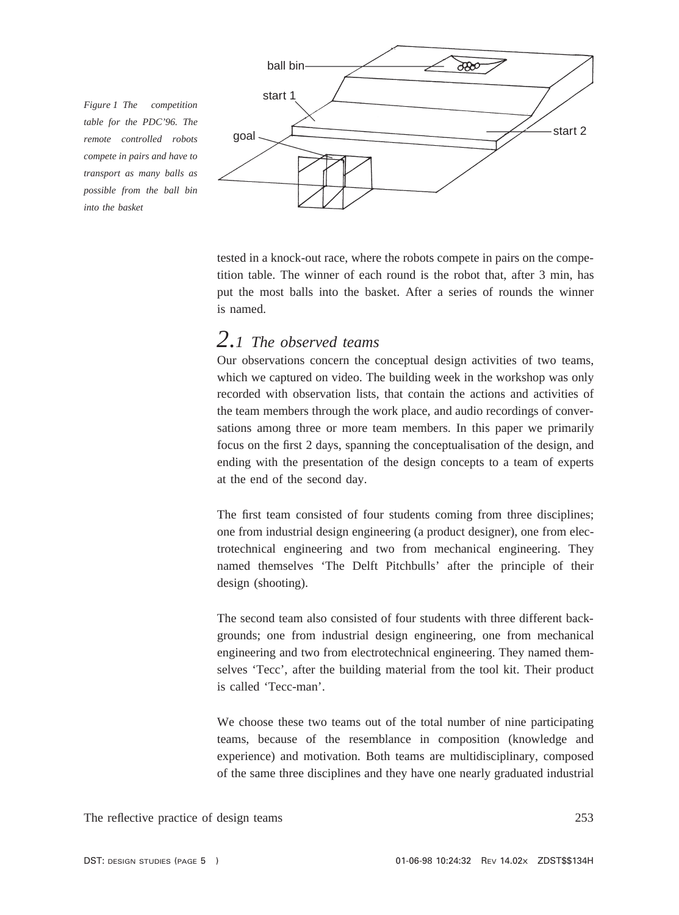*Figure 1 The competition table for the PDC'96. The remote controlled robots compete in pairs and have to transport as many balls as possible from the ball bin into the basket*

tested in a knock-out race, where the robots compete in pairs on the competition table. The winner of each round is the robot that, after 3 min, has put the most balls into the basket. After a series of rounds the winner is named.

## 2.1 The observed teams

Our observations concern the conceptual design activities of two teams, which we captured on video. The building week in the workshop was only recorded with observation lists, that contain the actions and activities of the team members through the work place, and audio recordings of conversations among three or more team members. In this paper we primarily focus on the first 2 days, spanning the conceptualisation of the design, and ending with the presentation of the design concepts to a team of experts at the end of the second day.

The first team consisted of four students coming from three disciplines; one from industrial design engineering (a product designer), one from electrotechnical engineering and two from mechanical engineering. They named themselves 'The Delft Pitchbulls' after the principle of their design (shooting).

The second team also consisted of four students with three different backgrounds; one from industrial design engineering, one from mechanical engineering and two from electrotechnical engineering. They named themselves 'Tecc', after the building material from the tool kit. Their product is called 'Tecc-man'.

We choose these two teams out of the total number of nine participating teams, because of the resemblance in composition (knowledge and experience) and motivation. Both teams are multidisciplinary, composed of the same three disciplines and they have one nearly graduated industrial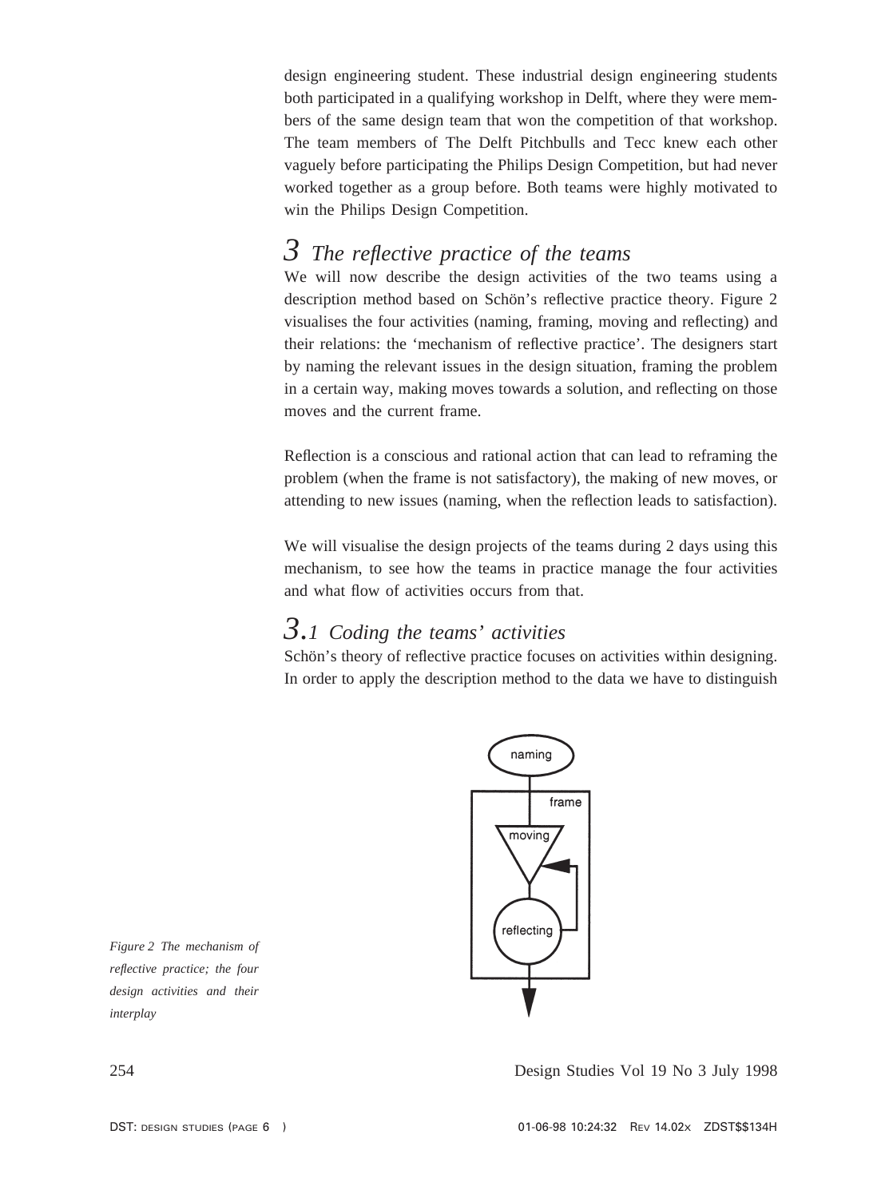design engineering student. These industrial design engineering students both participated in a qualifying workshop in Delft, where they were members of the same design team that won the competition of that workshop. The team members of The Delft Pitchbulls and Tecc knew each other vaguely before participating the Philips Design Competition, but had never worked together as a group before. Both teams were highly motivated to win the Philips Design Competition.

# 3 The reflective practice of the teams

We will now describe the design activities of the two teams using a description method based on Schön's reflective practice theory. Figure 2 visualises the four activities (naming, framing, moving and reflecting) and their relations: the 'mechanism of reflective practice'. The designers start by naming the relevant issues in the design situation, framing the problem in a certain way, making moves towards a solution, and reflecting on those moves and the current frame.

Reflection is a conscious and rational action that can lead to reframing the problem (when the frame is not satisfactory), the making of new moves, or attending to new issues (naming, when the reflection leads to satisfaction).

We will visualise the design projects of the teams during 2 days using this mechanism, to see how the teams in practice manage the four activities and what flow of activities occurs from that.

## 3.1 Coding the teams' activities

Schön's theory of reflective practice focuses on activities within designing. In order to apply the description method to the data we have to distinguish

*Figure 2 The mechanism of reflective practice; the four design activities and their interplay*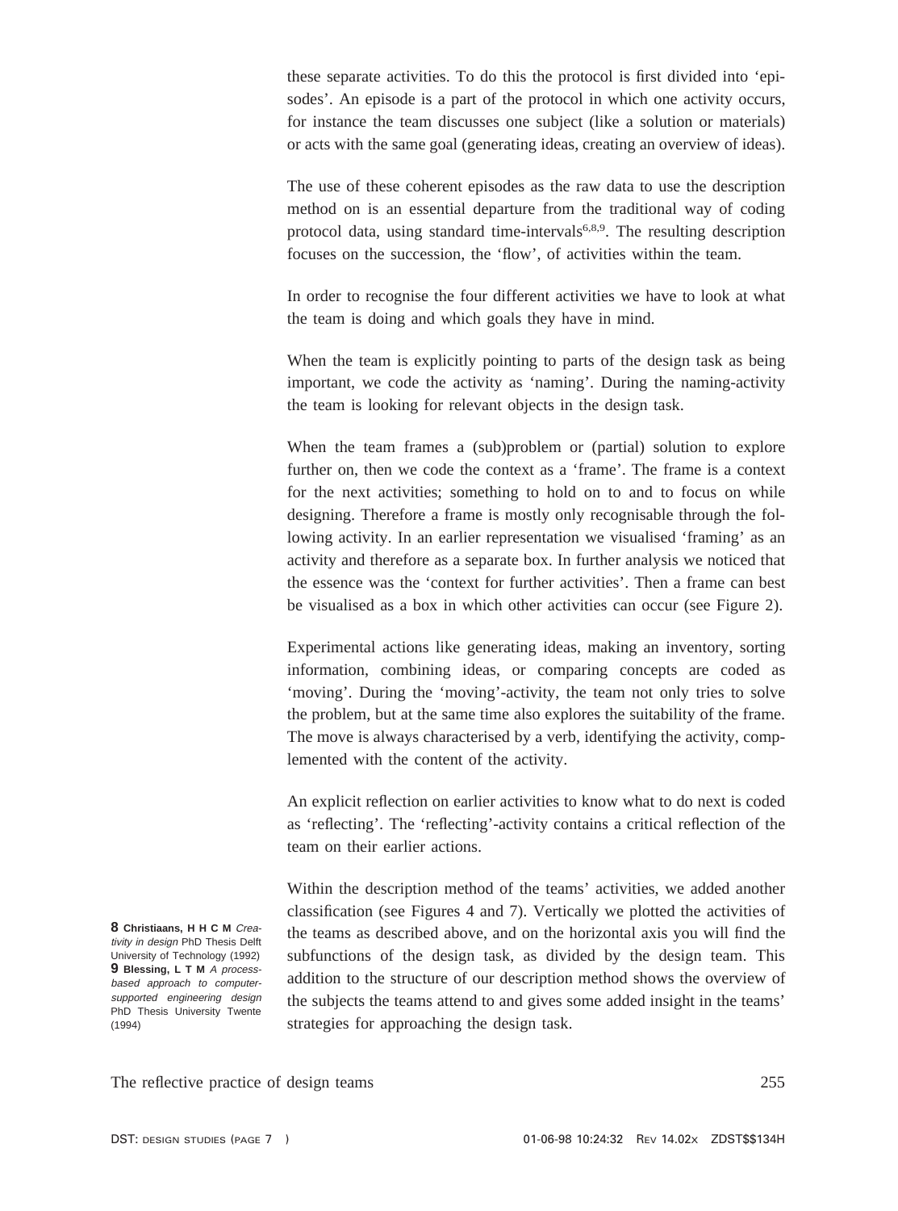these separate activities. To do this the protocol is first divided into 'episodes'. An episode is a part of the protocol in which one activity occurs, for instance the team discusses one subject (like a solution or materials) or acts with the same goal (generating ideas, creating an overview of ideas).

The use of these coherent episodes as the raw data to use the description method on is an essential departure from the traditional way of coding protocol data, using standard time-intervals[6,8,9]. The resulting description focuses on the succession, the 'flow', of activities within the team.

In order to recognise the four different activities we have to look at what the team is doing and which goals they have in mind.

When the team is explicitly pointing to parts of the design task as being important, we code the activity as 'naming'. During the naming-activity the team is looking for relevant objects in the design task.

When the team frames a (sub)problem or (partial) solution to explore further on, then we code the context as a 'frame'. The frame is a context for the next activities; something to hold on to and to focus on while designing. Therefore a frame is mostly only recognisable through the following activity. In an earlier representation we visualised 'framing' as an activity and therefore as a separate box. In further analysis we noticed that the essence was the 'context for further activities'. Then a frame can best be visualised as a box in which other activities can occur (see Figure 2).

Experimental actions like generating ideas, making an inventory, sorting information, combining ideas, or comparing concepts are coded as 'moving'. During the 'moving'-activity, the team not only tries to solve the problem, but at the same time also explores the suitability of the frame. The move is always characterised by a verb, identifying the activity, complemented with the content of the activity.

An explicit reflection on earlier activities to know what to do next is coded as 'reflecting'. The 'reflecting'-activity contains a critical reflection of the team on their earlier actions.

Within the description method of the teams' activities, we added another classification (see Figures 4 and 7). Vertically we plotted the activities of the teams as described above, and on the horizontal axis you will find the subfunctions of the design task, as divided by the design team. This addition to the structure of our description method shows the overview of the subjects the teams attend to and gives some added insight in the teams' strategies for approaching the design task.

**8 Christiaans, H H C M** *Creativity in design* PhD Thesis Delft University of Technology (1992)
**9 Blessing, L T M** *A process-based approach to computer-supported engineering design* PhD Thesis University Twente (1994)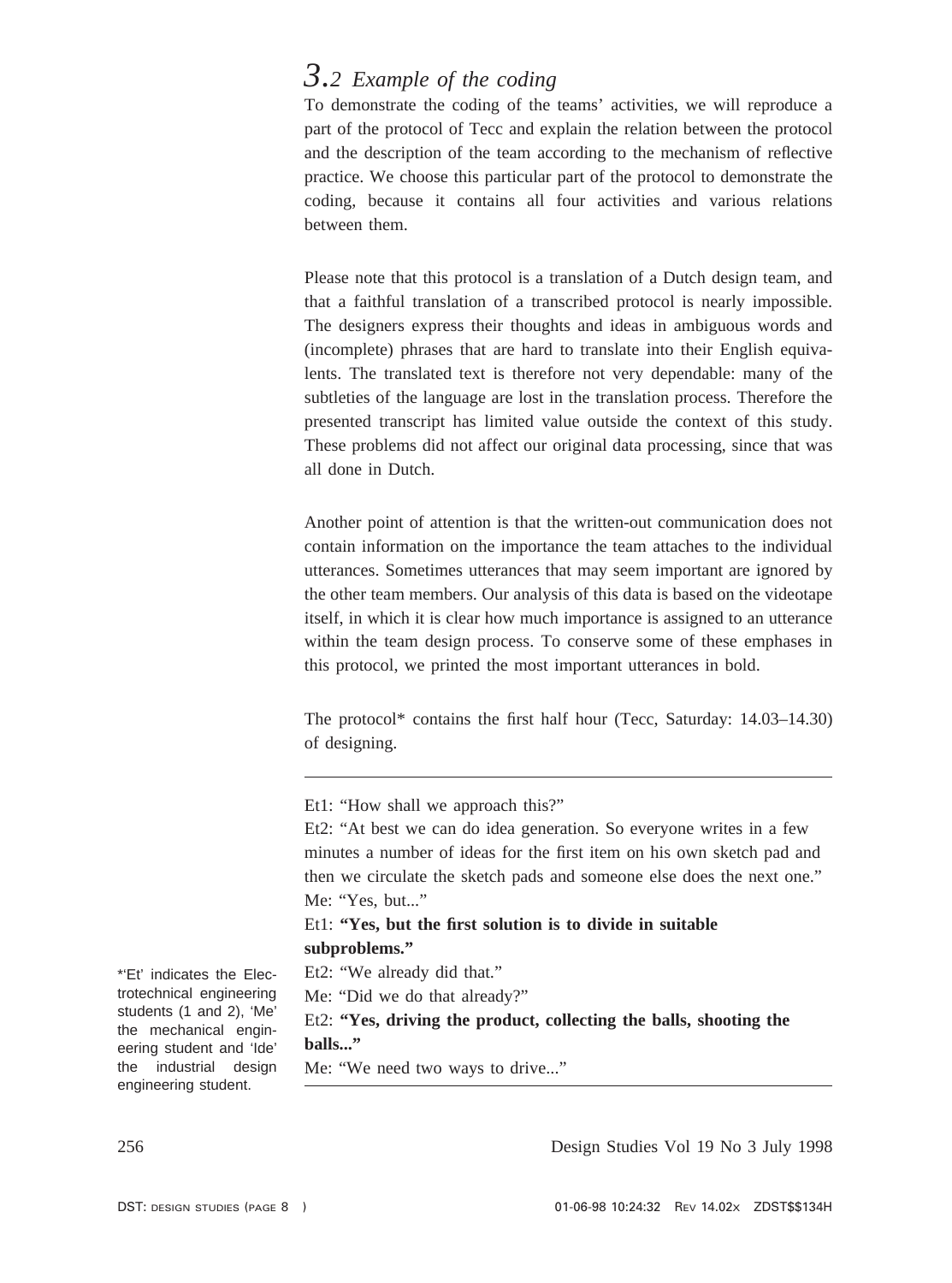### 3.2 Example of the coding

To demonstrate the coding of the teams' activities, we will reproduce a part of the protocol of Tecc and explain the relation between the protocol and the description of the team according to the mechanism of reflective practice. We choose this particular part of the protocol to demonstrate the coding, because it contains all four activities and various relations between them.

Please note that this protocol is a translation of a Dutch design team, and that a faithful translation of a transcribed protocol is nearly impossible. The designers express their thoughts and ideas in ambiguous words and (incomplete) phrases that are hard to translate into their English equivalents. The translated text is therefore not very dependable: many of the subtleties of the language are lost in the translation process. Therefore the presented transcript has limited value outside the context of this study. These problems did not affect our original data processing, since that was all done in Dutch.

Another point of attention is that the written-out communication does not contain information on the importance the team attaches to the individual utterances. Sometimes utterances that may seem important are ignored by the other team members. Our analysis of this data is based on the videotape itself, in which it is clear how much importance is assigned to an utterance within the team design process. To conserve some of these emphases in this protocol, we printed the most important utterances in bold.

The protocol* contains the first half hour (Tecc, Saturday: 14.03–14.30) of designing.

---

Et1: "How shall we approach this?"

Et2: "At best we can do idea generation. So everyone writes in a few minutes a number of ideas for the first item on his own sketch pad and then we circulate the sketch pads and someone else does the next one."

Me: "Yes, but..."

Et1: **"Yes, but the first solution is to divide in suitable subproblems."**

Et2: "We already did that."

Me: "Did we do that already?"

Et2: **"Yes, driving the product, collecting the balls, shooting the balls..."**

Me: "We need two ways to drive..."

---

*'Et' indicates the Electrotechnical engineering students (1 and 2), 'Me' the mechanical engineering student and 'Ide' the industrial design engineering student.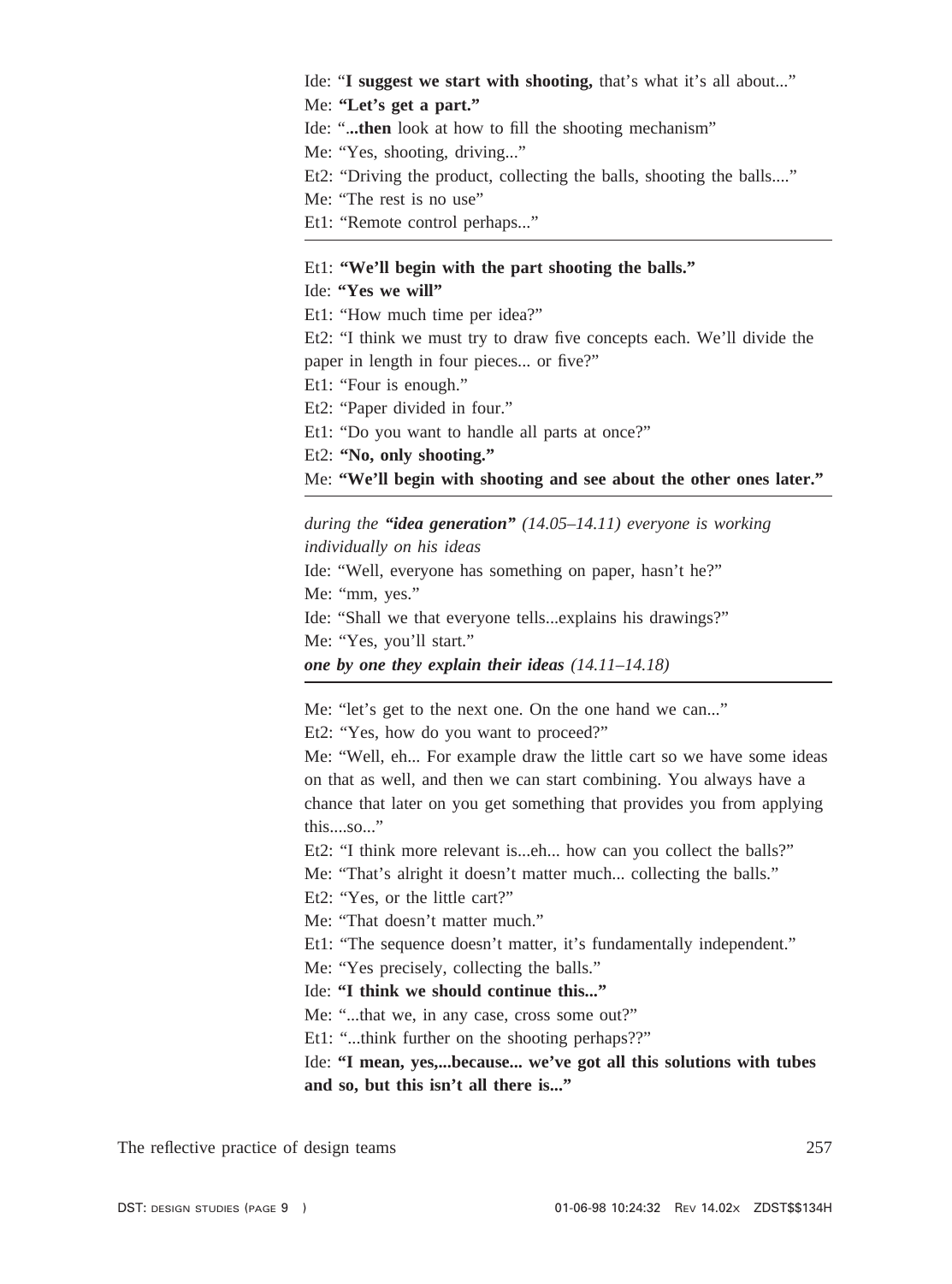Ide: "**I suggest we start with shooting,** that's what it's all about..."
Me: **"Let's get a part."**
Ide: "**...then** look at how to fill the shooting mechanism"
Me: "Yes, shooting, driving..."
Et2: "Driving the product, collecting the balls, shooting the balls...."
Me: "The rest is no use"
Et1: "Remote control perhaps..."

---

Et1: **"We'll begin with the part shooting the balls."**
Ide: **"Yes we will"**
Et1: "How much time per idea?"
Et2: "I think we must try to draw five concepts each. We'll divide the paper in length in four pieces... or five?"
Et1: "Four is enough."
Et2: "Paper divided in four."
Et1: "Do you want to handle all parts at once?"
Et2: **"No, only shooting."**
Me: **"We'll begin with shooting and see about the other ones later."**

---

*during the **"idea generation"** (14.05–14.11) everyone is working individually on his ideas*
Ide: "Well, everyone has something on paper, hasn't he?"
Me: "mm, yes."
Ide: "Shall we that everyone tells...explains his drawings?"
Me: "Yes, you'll start."
***one by one they explain their ideas** (14.11–14.18)*

---

Me: "let's get to the next one. On the one hand we can..."
Et2: "Yes, how do you want to proceed?"
Me: "Well, eh... For example draw the little cart so we have some ideas on that as well, and then we can start combining. You always have a chance that later on you get something that provides you from applying this....so..."
Et2: "I think more relevant is...eh... how can you collect the balls?"
Me: "That's alright it doesn't matter much... collecting the balls."
Et2: "Yes, or the little cart?"
Me: "That doesn't matter much."
Et1: "The sequence doesn't matter, it's fundamentally independent."
Me: "Yes precisely, collecting the balls."
Ide: **"I think we should continue this..."**
Me: "...that we, in any case, cross some out?"
Et1: "...think further on the shooting perhaps??"
Ide: **"I mean, yes,...because... we've got all this solutions with tubes and so, but this isn't all there is..."**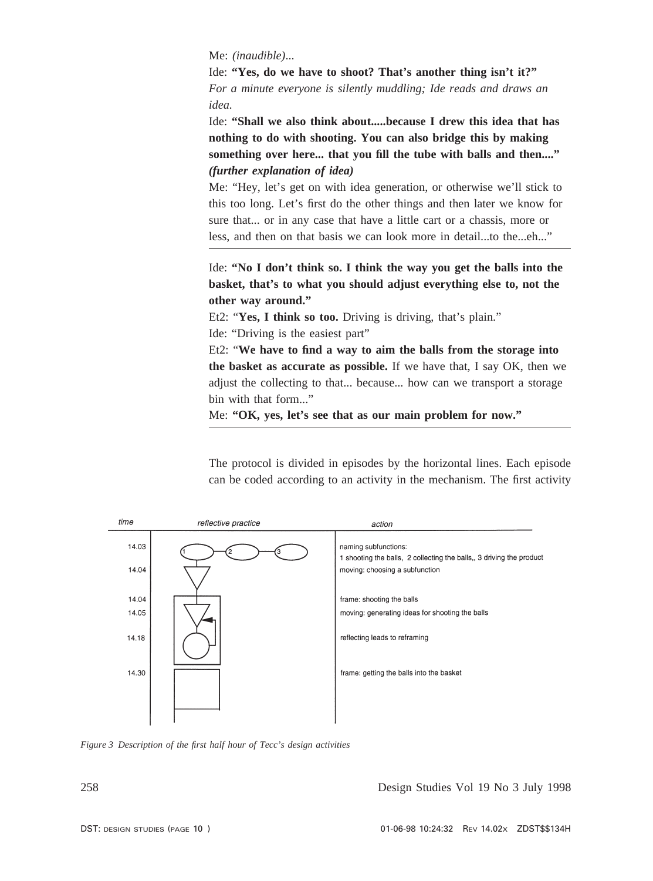Me: *(inaudible)...*

Ide: **"Yes, do we have to shoot? That's another thing isn't it?"**

*For a minute everyone is silently muddling; Ide reads and draws an idea.*

Ide: **"Shall we also think about.....because I drew this idea that has nothing to do with shooting. You can also bridge this by making something over here... that you fill the tube with balls and then...."** ***(further explanation of idea)***

Me: "Hey, let's get on with idea generation, or otherwise we'll stick to this too long. Let's first do the other things and then later we know for sure that... or in any case that have a little cart or a chassis, more or less, and then on that basis we can look more in detail...to the...eh..."

---

Ide: **"No I don't think so. I think the way you get the balls into the basket, that's to what you should adjust everything else to, not the other way around."**

Et2: "**Yes, I think so too.** Driving is driving, that's plain."

Ide: "Driving is the easiest part"

Et2: "**We have to find a way to aim the balls from the storage into the basket as accurate as possible.** If we have that, I say OK, then we adjust the collecting to that... because... how can we transport a storage bin with that form..."

Me: **"OK, yes, let's see that as our main problem for now."**

---

The protocol is divided in episodes by the horizontal lines. Each episode can be coded according to an activity in the mechanism. The first activity

| time | reflective practice | action |
|---|---|---|
| 14.03 | | naming subfunctions: 1 shooting the balls, 2 collecting the balls,, 3 driving the product |
| 14.04 | | moving: choosing a subfunction |
| 14.04 | | frame: shooting the balls |
| 14.05 | | moving: generating ideas for shooting the balls |
| 14.18 | | reflecting leads to reframing |
| 14.30 | | frame: getting the balls into the basket |

*Figure 3 Description of the first half hour of Tecc's design activities*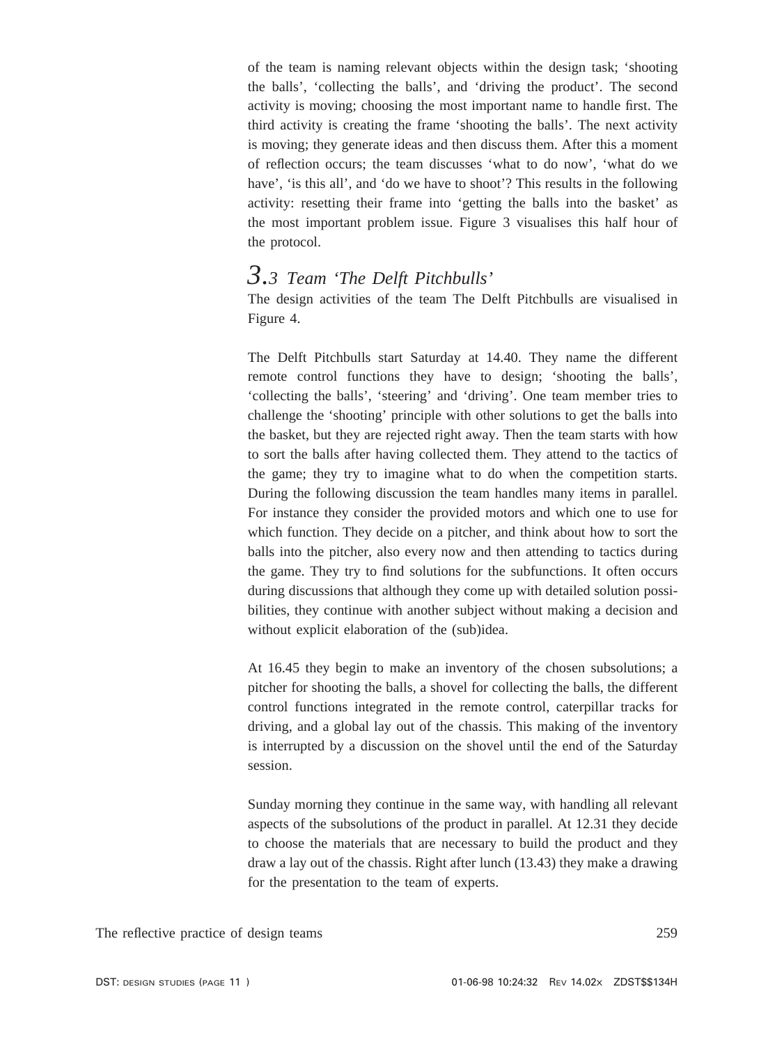of the team is naming relevant objects within the design task; ‘shooting the balls’, ‘collecting the balls’, and ‘driving the product’. The second activity is moving; choosing the most important name to handle first. The third activity is creating the frame ‘shooting the balls’. The next activity is moving; they generate ideas and then discuss them. After this a moment of reflection occurs; the team discusses ‘what to do now’, ‘what do we have’, ‘is this all’, and ‘do we have to shoot’? This results in the following activity: resetting their frame into ‘getting the balls into the basket’ as the most important problem issue. Figure 3 visualises this half hour of the protocol.

## 3.3 Team ‘The Delft Pitchbulls’

The design activities of the team The Delft Pitchbulls are visualised in Figure 4.

The Delft Pitchbulls start Saturday at 14.40. They name the different remote control functions they have to design; ‘shooting the balls’, ‘collecting the balls’, ‘steering’ and ‘driving’. One team member tries to challenge the ‘shooting’ principle with other solutions to get the balls into the basket, but they are rejected right away. Then the team starts with how to sort the balls after having collected them. They attend to the tactics of the game; they try to imagine what to do when the competition starts. During the following discussion the team handles many items in parallel. For instance they consider the provided motors and which one to use for which function. They decide on a pitcher, and think about how to sort the balls into the pitcher, also every now and then attending to tactics during the game. They try to find solutions for the subfunctions. It often occurs during discussions that although they come up with detailed solution possibilities, they continue with another subject without making a decision and without explicit elaboration of the (sub)idea.

At 16.45 they begin to make an inventory of the chosen subsolutions; a pitcher for shooting the balls, a shovel for collecting the balls, the different control functions integrated in the remote control, caterpillar tracks for driving, and a global lay out of the chassis. This making of the inventory is interrupted by a discussion on the shovel until the end of the Saturday session.

Sunday morning they continue in the same way, with handling all relevant aspects of the subsolutions of the product in parallel. At 12.31 they decide to choose the materials that are necessary to build the product and they draw a lay out of the chassis. Right after lunch (13.43) they make a drawing for the presentation to the team of experts.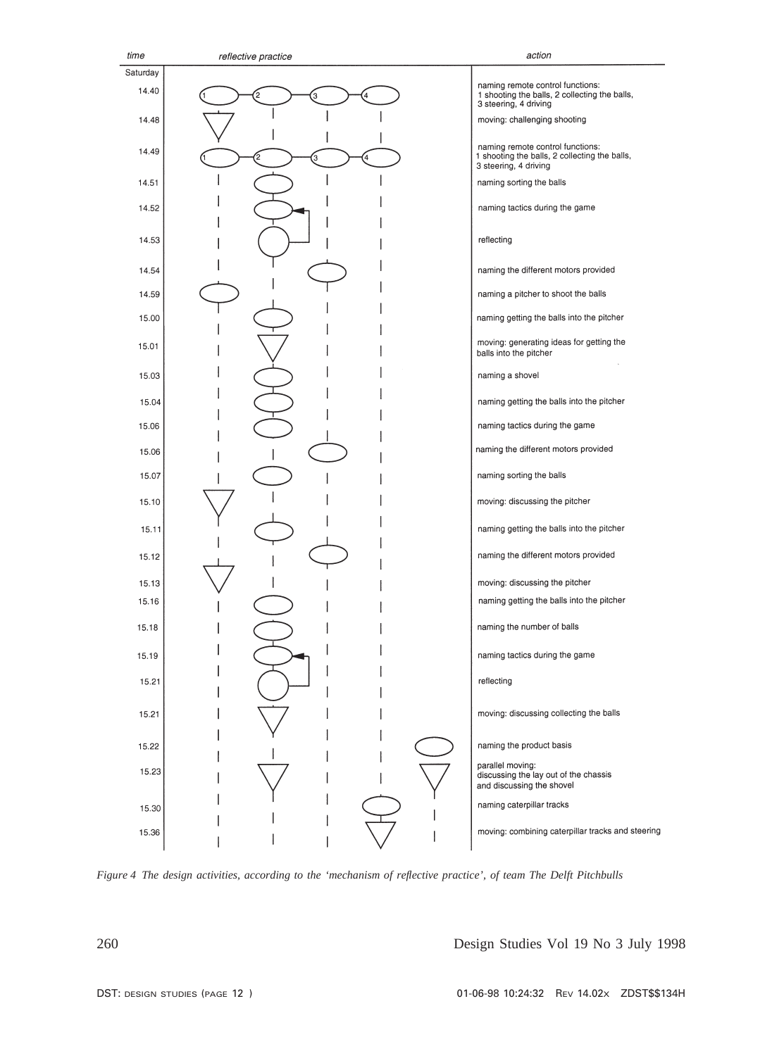| time | reflective practice | action |
|---|---|---|
| Saturday | | |
| 14.40 | | naming remote control functions: 1 shooting the balls, 2 collecting the balls, 3 steering, 4 driving |
| 14.48 | | moving: challenging shooting |
| 14.49 | | naming remote control functions: 1 shooting the balls, 2 collecting the balls, 3 steering, 4 driving |
| 14.51 | | naming sorting the balls |
| 14.52 | | naming tactics during the game |
| 14.53 | | reflecting |
| 14.54 | | naming the different motors provided |
| 14.59 | | naming a pitcher to shoot the balls |
| 15.00 | | naming getting the balls into the pitcher |
| 15.01 | | moving: generating ideas for getting the balls into the pitcher |
| 15.03 | | naming a shovel |
| 15.04 | | naming getting the balls into the pitcher |
| 15.06 | | naming tactics during the game |
| 15.06 | | naming the different motors provided |
| 15.07 | | naming sorting the balls |
| 15.10 | | moving: discussing the pitcher |
| 15.11 | | naming getting the balls into the pitcher |
| 15.12 | | naming the different motors provided |
| 15.13 | | moving: discussing the pitcher |
| 15.16 | | naming getting the balls into the pitcher |
| 15.18 | | naming the number of balls |
| 15.19 | | naming tactics during the game |
| 15.21 | | reflecting |
| 15.21 | | moving: discussing collecting the balls |
| 15.22 | | naming the product basis |
| 15.23 | | parallel moving: discussing the lay out of the chassis and discussing the shovel |
| 15.30 | | naming caterpillar tracks |
| 15.36 | | moving: combining caterpillar tracks and steering |

*Figure 4 The design activities, according to the 'mechanism of reflective practice', of team The Delft Pitchbulls*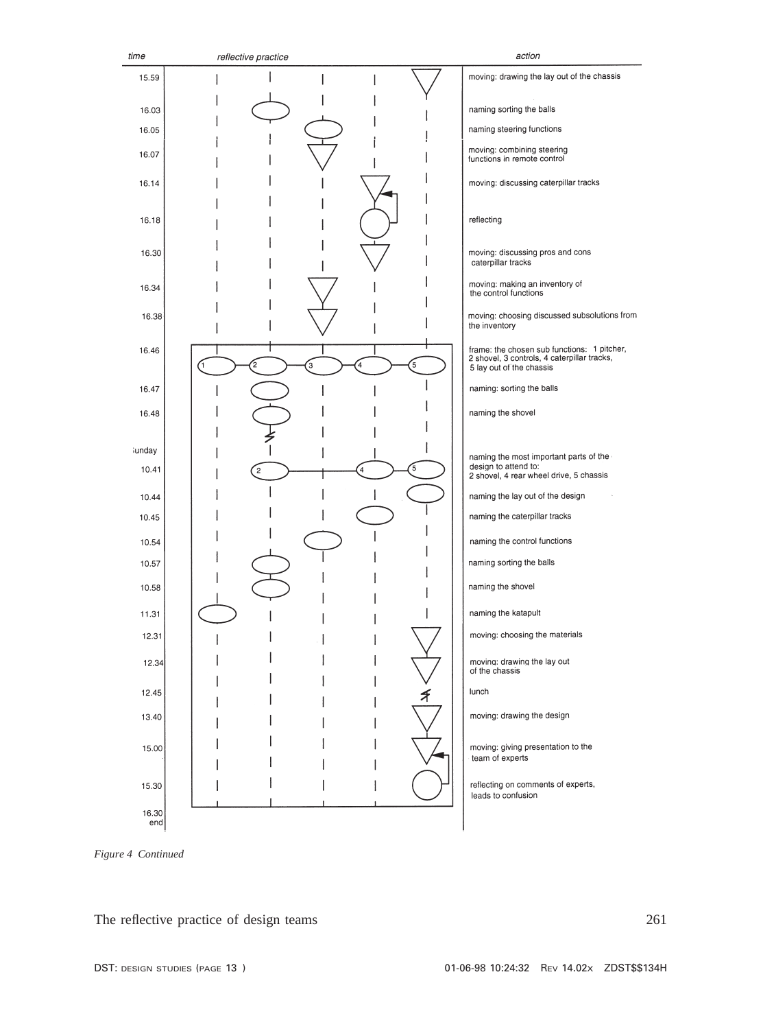| time | reflective practice | action |
|---|---|---|
| 15.59 | | moving: drawing the lay out of the chassis |
| 16.03 | | naming sorting the balls |
| 16.05 | | naming steering functions |
| 16.07 | | moving: combining steering functions in remote control |
| 16.14 | | moving: discussing caterpillar tracks |
| 16.18 | | reflecting |
| 16.30 | | moving: discussing pros and cons caterpillar tracks |
| 16.34 | | moving: making an inventory of the control functions |
| 16.38 | | moving: choosing discussed subsolutions from the inventory |
| 16.46 | 1 2 3 4 5 | frame: the chosen sub functions: 1 pitcher, 2 shovel, 3 controls, 4 caterpillar tracks, 5 lay out of the chassis |
| 16.47 | | naming: sorting the balls |
| 16.48 | | naming the shovel |
| Sunday | | |
| 10.41 | 2 4 5 | naming the most important parts of the design to attend to: 2 shovel, 4 rear wheel drive, 5 chassis |
| 10.44 | | naming the lay out of the design |
| 10.45 | | naming the caterpillar tracks |
| 10.54 | | naming the control functions |
| 10.57 | | naming sorting the balls |
| 10.58 | | naming the shovel |
| 11.31 | | naming the katapult |
| 12.31 | | moving: choosing the materials |
| 12.34 | | moving: drawing the lay out of the chassis |
| 12.45 | | lunch |
| 13.40 | | moving: drawing the design |
| 15.00 | | moving: giving presentation to the team of experts |
| 15.30 | | reflecting on comments of experts, leads to confusion |
| 16.30 end | | |

*Figure 4 Continued*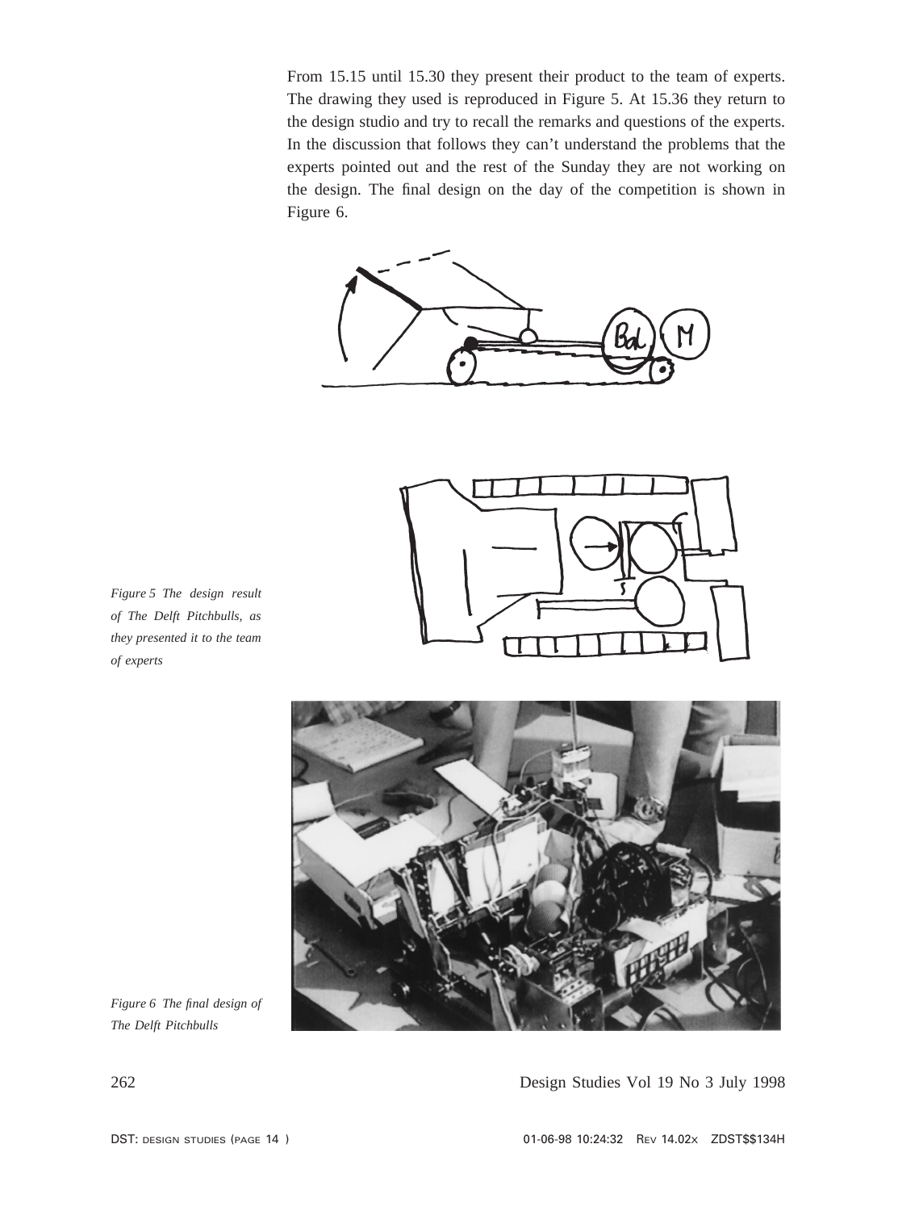From 15.15 until 15.30 they present their product to the team of experts. The drawing they used is reproduced in Figure 5. At 15.36 they return to the design studio and try to recall the remarks and questions of the experts. In the discussion that follows they can't understand the problems that the experts pointed out and the rest of the Sunday they are not working on the design. The final design on the day of the competition is shown in Figure 6.

*Figure 5 The design result of The Delft Pitchbulls, as they presented it to the team of experts*

*Figure 6 The final design of The Delft Pitchbulls*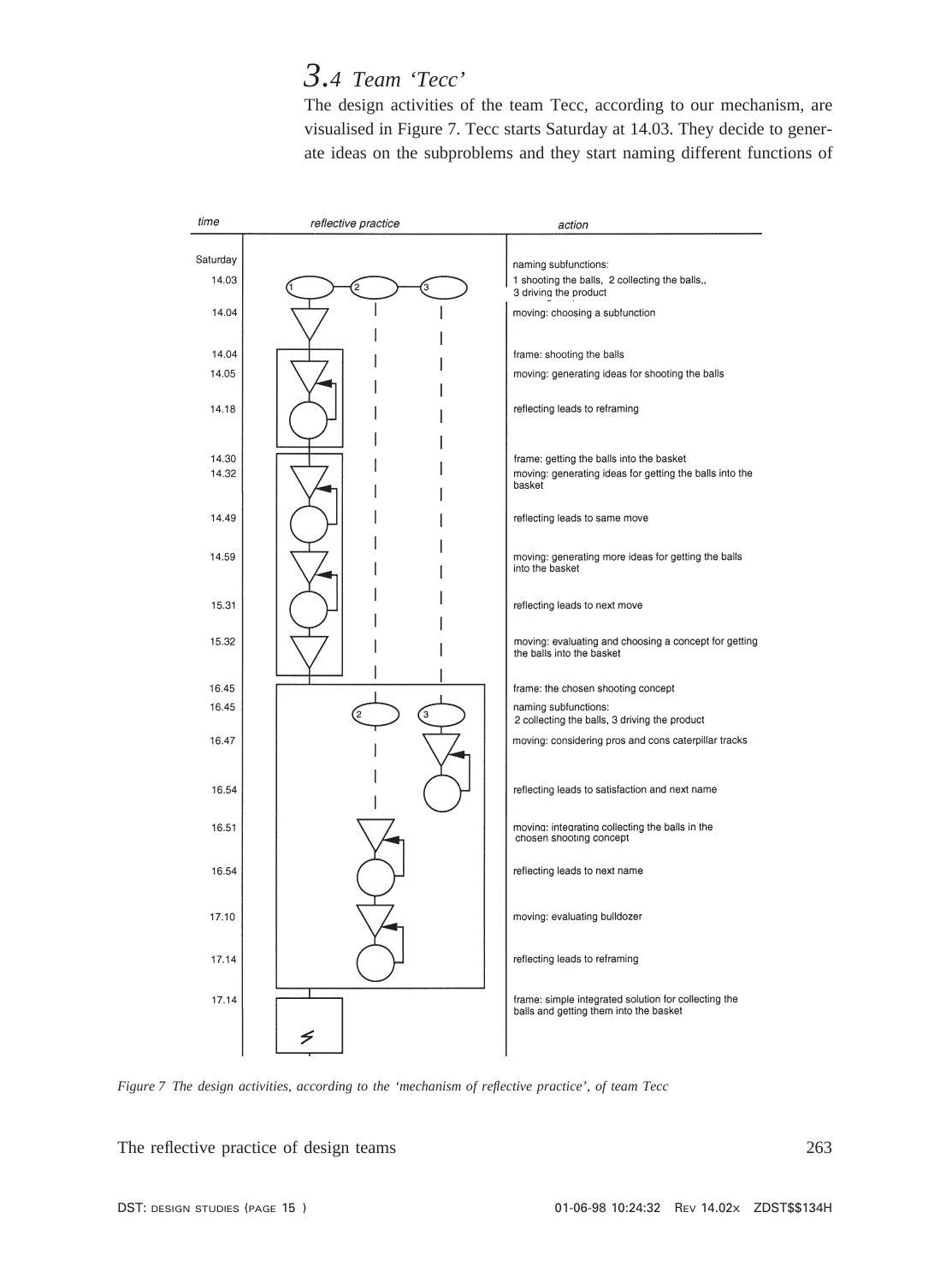## 3.4 Team 'Tecc'

The design activities of the team Tecc, according to our mechanism, are visualised in Figure 7. Tecc starts Saturday at 14.03. They decide to generate ideas on the subproblems and they start naming different functions of

| time | action |
| --- | --- |
| Saturday | |
| 14.03 | naming subfunctions: 1 shooting the balls, 2 collecting the balls,, 3 driving the product |
| 14.04 | moving: choosing a subfunction |
| 14.04 | frame: shooting the balls |
| 14.05 | moving: generating ideas for shooting the balls |
| 14.18 | reflecting leads to reframing |
| 14.30 | frame: getting the balls into the basket |
| 14.32 | moving: generating ideas for getting the balls into the basket |
| 14.49 | reflecting leads to same move |
| 14.59 | moving: generating more ideas for getting the balls into the basket |
| 15.31 | reflecting leads to next move |
| 15.32 | moving: evaluating and choosing a concept for getting the balls into the basket |
| 16.45 | frame: the chosen shooting concept |
| 16.45 | naming subfunctions: 2 collecting the balls, 3 driving the product |
| 16.47 | moving: considering pros and cons caterpillar tracks |
| 16.54 | reflecting leads to satisfaction and next name |
| 16.51 | moving: integrating collecting the balls in the chosen shooting concept |
| 16.54 | reflecting leads to next name |
| 17.10 | moving: evaluating bulldozer |
| 17.14 | reflecting leads to reframing |
| 17.14 | frame: simple integrated solution for collecting the balls and getting them into the basket |

*Figure 7 The design activities, according to the 'mechanism of reflective practice', of team Tecc*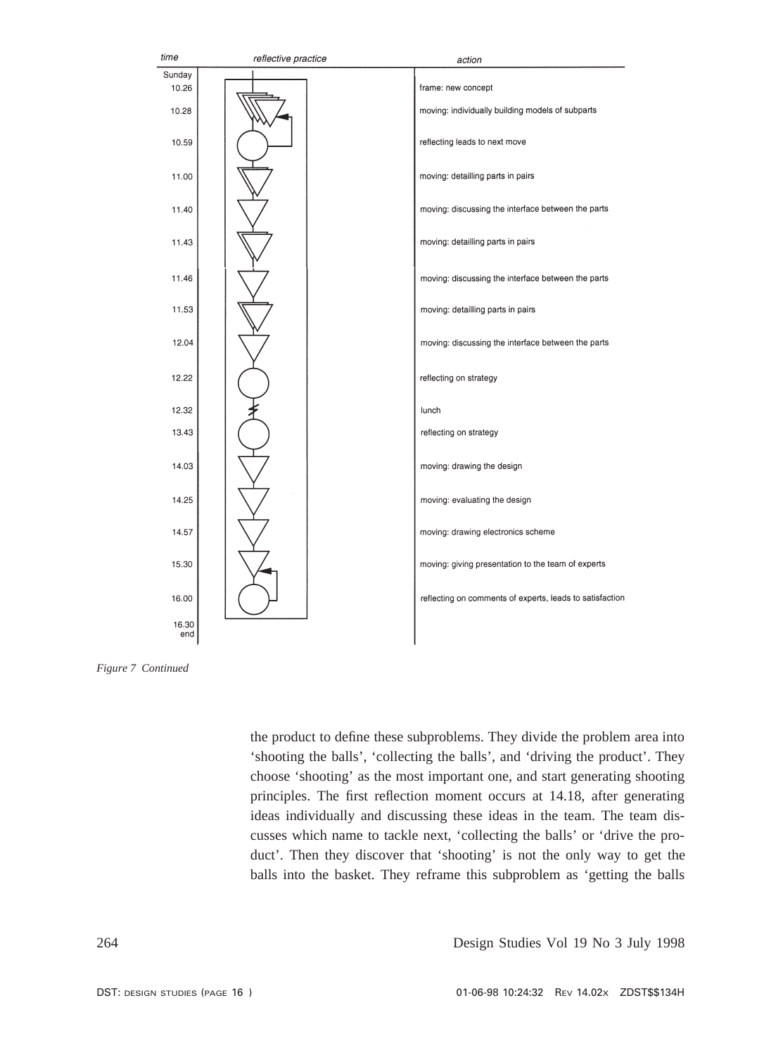| time | reflective practice | action |
|---|---|---|
| Sunday 10.26 | | frame: new concept |
| 10.28 | | moving: individually building models of subparts |
| 10.59 | | reflecting leads to next move |
| 11.00 | | moving: detailling parts in pairs |
| 11.40 | | moving: discussing the interface between the parts |
| 11.43 | | moving: detailling parts in pairs |
| 11.46 | | moving: discussing the interface between the parts |
| 11.53 | | moving: detailling parts in pairs |
| 12.04 | | moving: discussing the interface between the parts |
| 12.22 | | reflecting on strategy |
| 12.32 | | lunch |
| 13.43 | | reflecting on strategy |
| 14.03 | | moving: drawing the design |
| 14.25 | | moving: evaluating the design |
| 14.57 | | moving: drawing electronics scheme |
| 15.30 | | moving: giving presentation to the team of experts |
| 16.00 | | reflecting on comments of experts, leads to satisfaction |
| 16.30 end | | |

*Figure 7 Continued*

the product to define these subproblems. They divide the problem area into 'shooting the balls', 'collecting the balls', and 'driving the product'. They choose 'shooting' as the most important one, and start generating shooting principles. The first reflection moment occurs at 14.18, after generating ideas individually and discussing these ideas in the team. The team discusses which name to tackle next, 'collecting the balls' or 'drive the product'. Then they discover that 'shooting' is not the only way to get the balls into the basket. They reframe this subproblem as 'getting the balls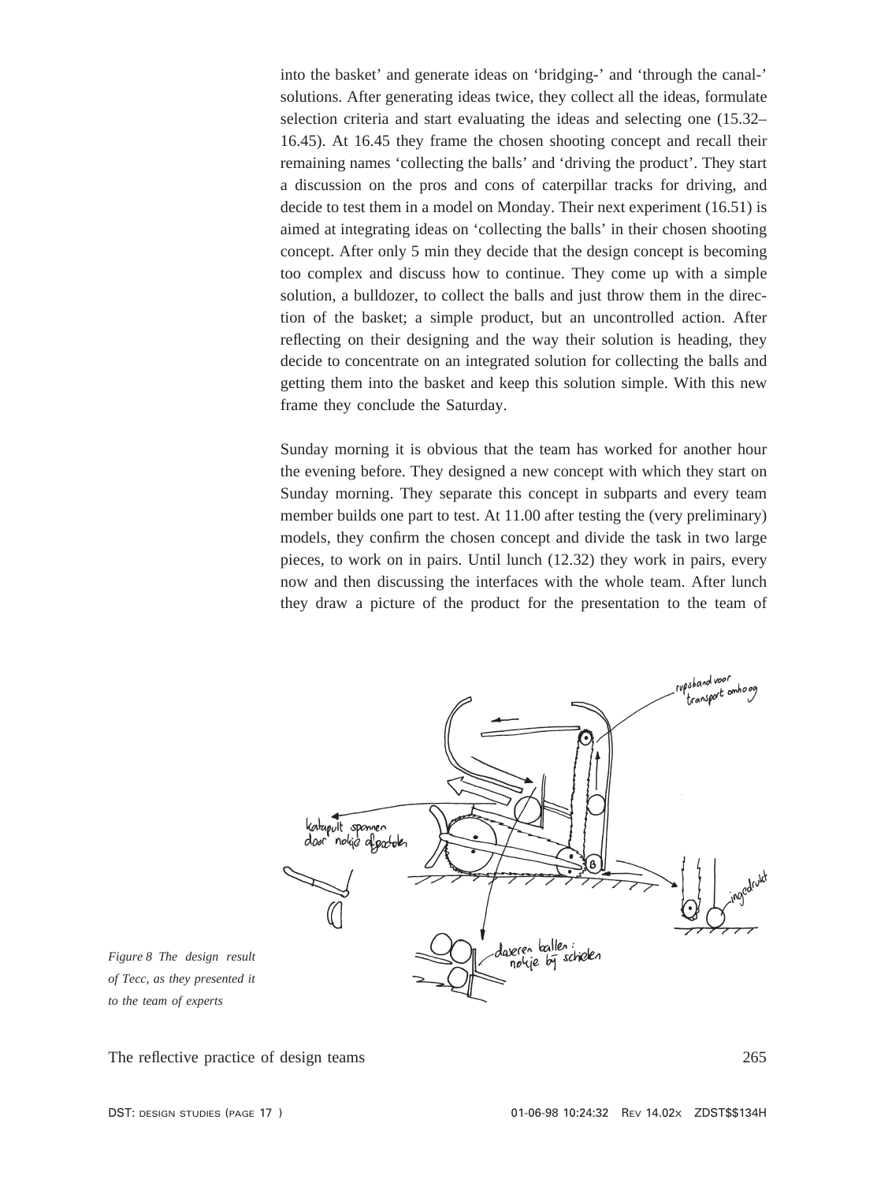into the basket' and generate ideas on 'bridging-' and 'through the canal-' solutions. After generating ideas twice, they collect all the ideas, formulate selection criteria and start evaluating the ideas and selecting one (15.32–16.45). At 16.45 they frame the chosen shooting concept and recall their remaining names 'collecting the balls' and 'driving the product'. They start a discussion on the pros and cons of caterpillar tracks for driving, and decide to test them in a model on Monday. Their next experiment (16.51) is aimed at integrating ideas on 'collecting the balls' in their chosen shooting concept. After only 5 min they decide that the design concept is becoming too complex and discuss how to continue. They come up with a simple solution, a bulldozer, to collect the balls and just throw them in the direction of the basket; a simple product, but an uncontrolled action. After reflecting on their designing and the way their solution is heading, they decide to concentrate on an integrated solution for collecting the balls and getting them into the basket and keep this solution simple. With this new frame they conclude the Saturday.

Sunday morning it is obvious that the team has worked for another hour the evening before. They designed a new concept with which they start on Sunday morning. They separate this concept in subparts and every team member builds one part to test. At 11.00 after testing the (very preliminary) models, they confirm the chosen concept and divide the task in two large pieces, to work on in pairs. Until lunch (12.32) they work in pairs, every now and then discussing the interfaces with the whole team. After lunch they draw a picture of the product for the presentation to the team of

*Figure 8 The design result of Tecc, as they presented it to the team of experts*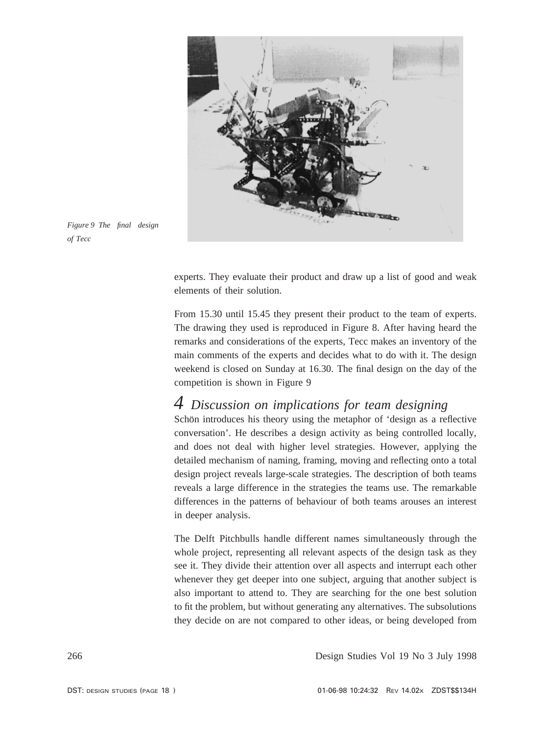Figure 9 The final design of Tecc

experts. They evaluate their product and draw up a list of good and weak elements of their solution.

From 15.30 until 15.45 they present their product to the team of experts. The drawing they used is reproduced in Figure 8. After having heard the remarks and considerations of the experts, Tecc makes an inventory of the main comments of the experts and decides what to do with it. The design weekend is closed on Sunday at 16.30. The final design on the day of the competition is shown in Figure 9

## 4 Discussion on implications for team designing

Schön introduces his theory using the metaphor of 'design as a reflective conversation'. He describes a design activity as being controlled locally, and does not deal with higher level strategies. However, applying the detailed mechanism of naming, framing, moving and reflecting onto a total design project reveals large-scale strategies. The description of both teams reveals a large difference in the strategies the teams use. The remarkable differences in the patterns of behaviour of both teams arouses an interest in deeper analysis.

The Delft Pitchbulls handle different names simultaneously through the whole project, representing all relevant aspects of the design task as they see it. They divide their attention over all aspects and interrupt each other whenever they get deeper into one subject, arguing that another subject is also important to attend to. They are searching for the one best solution to fit the problem, but without generating any alternatives. The subsolutions they decide on are not compared to other ideas, or being developed from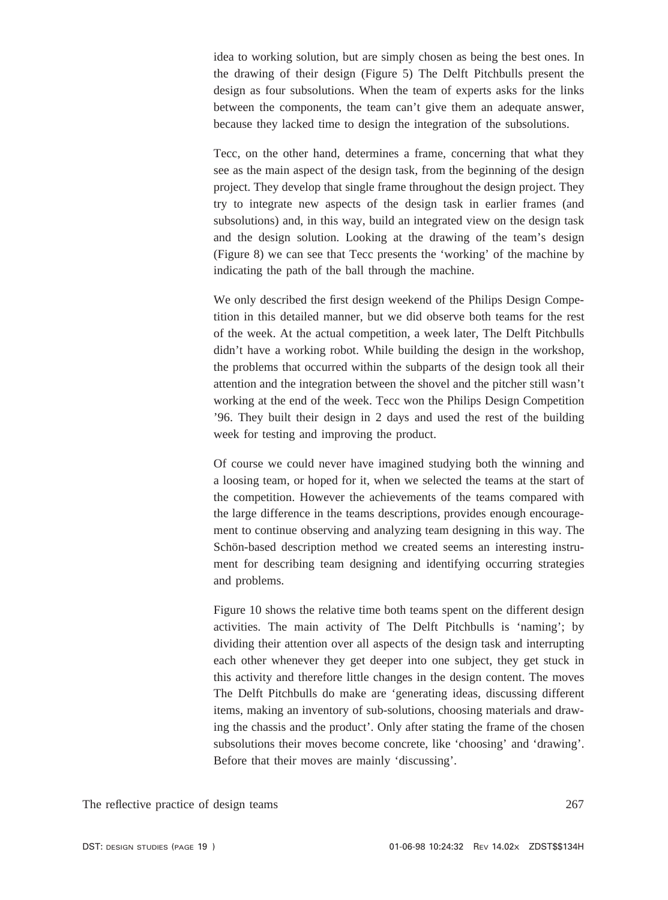idea to working solution, but are simply chosen as being the best ones. In the drawing of their design (Figure 5) The Delft Pitchbulls present the design as four subsolutions. When the team of experts asks for the links between the components, the team can't give them an adequate answer, because they lacked time to design the integration of the subsolutions.

Tecc, on the other hand, determines a frame, concerning that what they see as the main aspect of the design task, from the beginning of the design project. They develop that single frame throughout the design project. They try to integrate new aspects of the design task in earlier frames (and subsolutions) and, in this way, build an integrated view on the design task and the design solution. Looking at the drawing of the team's design (Figure 8) we can see that Tecc presents the 'working' of the machine by indicating the path of the ball through the machine.

We only described the first design weekend of the Philips Design Competition in this detailed manner, but we did observe both teams for the rest of the week. At the actual competition, a week later, The Delft Pitchbulls didn't have a working robot. While building the design in the workshop, the problems that occurred within the subparts of the design took all their attention and the integration between the shovel and the pitcher still wasn't working at the end of the week. Tecc won the Philips Design Competition '96. They built their design in 2 days and used the rest of the building week for testing and improving the product.

Of course we could never have imagined studying both the winning and a loosing team, or hoped for it, when we selected the teams at the start of the competition. However the achievements of the teams compared with the large difference in the teams descriptions, provides enough encouragement to continue observing and analyzing team designing in this way. The Schön-based description method we created seems an interesting instrument for describing team designing and identifying occurring strategies and problems.

Figure 10 shows the relative time both teams spent on the different design activities. The main activity of The Delft Pitchbulls is 'naming'; by dividing their attention over all aspects of the design task and interrupting each other whenever they get deeper into one subject, they get stuck in this activity and therefore little changes in the design content. The moves The Delft Pitchbulls do make are 'generating ideas, discussing different items, making an inventory of sub-solutions, choosing materials and drawing the chassis and the product'. Only after stating the frame of the chosen subsolutions their moves become concrete, like 'choosing' and 'drawing'. Before that their moves are mainly 'discussing'.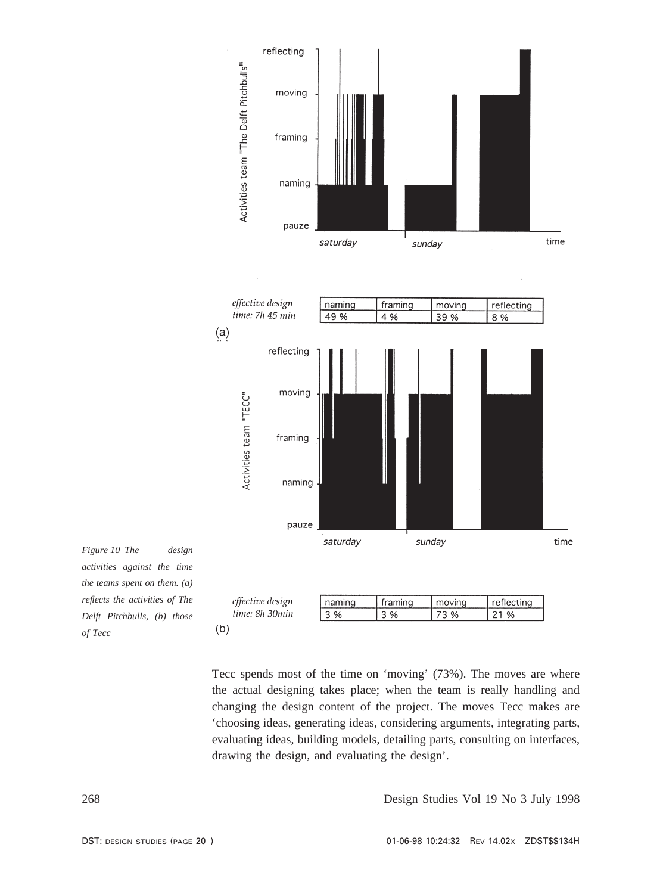*effective design time: 7h 45 min*

| naming | framing | moving | reflecting |
| --- | --- | --- | --- |
| 49 % | 4 % | 39 % | 8 % |

(a)

*effective design time: 8h 30min*

| naming | framing | moving | reflecting |
| --- | --- | --- | --- |
| 3 % | 3 % | 73 % | 21 % |

(b)

*Figure 10 The design activities against the time the teams spent on them. (a) reflects the activities of The Delft Pitchbulls, (b) those of Tecc*

Tecc spends most of the time on 'moving' (73%). The moves are where the actual designing takes place; when the team is really handling and changing the design content of the project. The moves Tecc makes are 'choosing ideas, generating ideas, considering arguments, integrating parts, evaluating ideas, building models, detailing parts, consulting on interfaces, drawing the design, and evaluating the design'.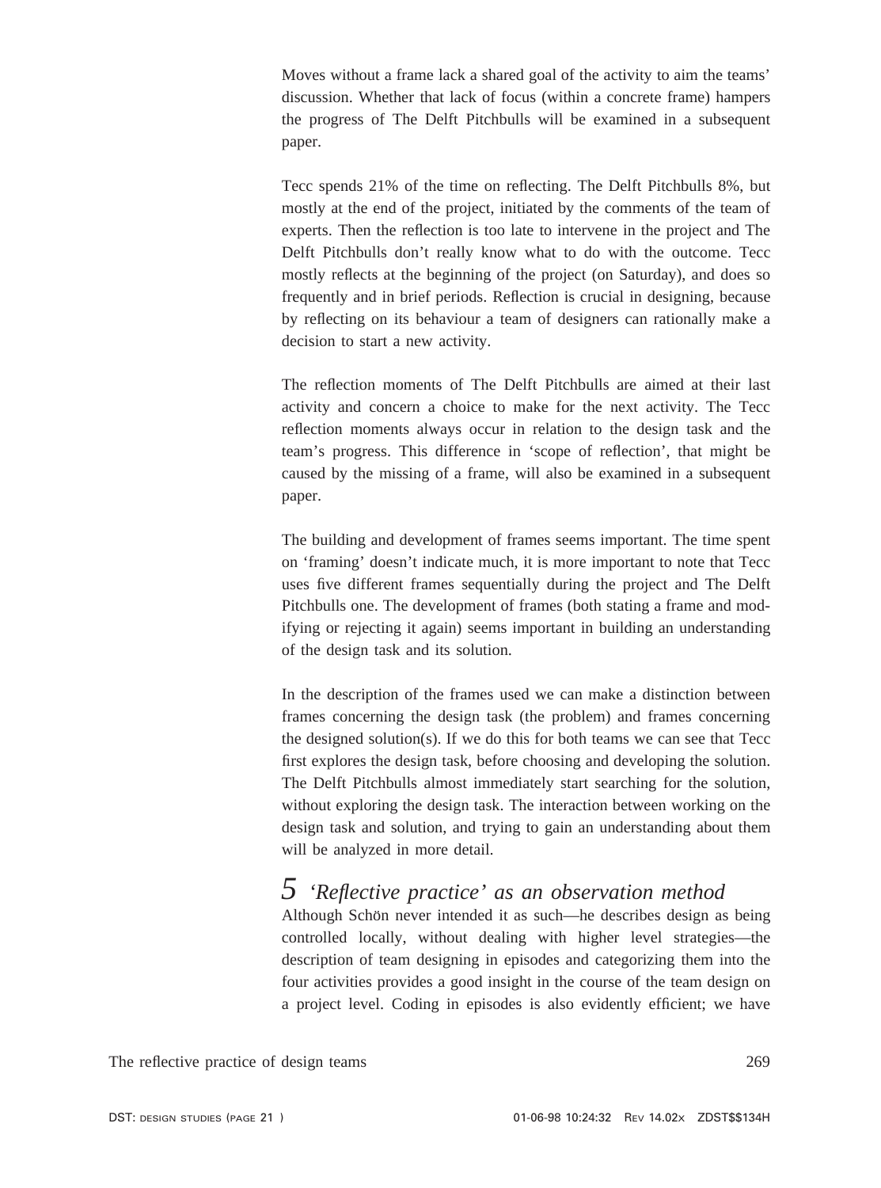Moves without a frame lack a shared goal of the activity to aim the teams' discussion. Whether that lack of focus (within a concrete frame) hampers the progress of The Delft Pitchbulls will be examined in a subsequent paper.

Tecc spends 21% of the time on reflecting. The Delft Pitchbulls 8%, but mostly at the end of the project, initiated by the comments of the team of experts. Then the reflection is too late to intervene in the project and The Delft Pitchbulls don't really know what to do with the outcome. Tecc mostly reflects at the beginning of the project (on Saturday), and does so frequently and in brief periods. Reflection is crucial in designing, because by reflecting on its behaviour a team of designers can rationally make a decision to start a new activity.

The reflection moments of The Delft Pitchbulls are aimed at their last activity and concern a choice to make for the next activity. The Tecc reflection moments always occur in relation to the design task and the team's progress. This difference in 'scope of reflection', that might be caused by the missing of a frame, will also be examined in a subsequent paper.

The building and development of frames seems important. The time spent on 'framing' doesn't indicate much, it is more important to note that Tecc uses five different frames sequentially during the project and The Delft Pitchbulls one. The development of frames (both stating a frame and modifying or rejecting it again) seems important in building an understanding of the design task and its solution.

In the description of the frames used we can make a distinction between frames concerning the design task (the problem) and frames concerning the designed solution(s). If we do this for both teams we can see that Tecc first explores the design task, before choosing and developing the solution. The Delft Pitchbulls almost immediately start searching for the solution, without exploring the design task. The interaction between working on the design task and solution, and trying to gain an understanding about them will be analyzed in more detail.

## 5 *'Reflective practice' as an observation method*

Although Schön never intended it as such—he describes design as being controlled locally, without dealing with higher level strategies—the description of team designing in episodes and categorizing them into the four activities provides a good insight in the course of the team design on a project level. Coding in episodes is also evidently efficient; we have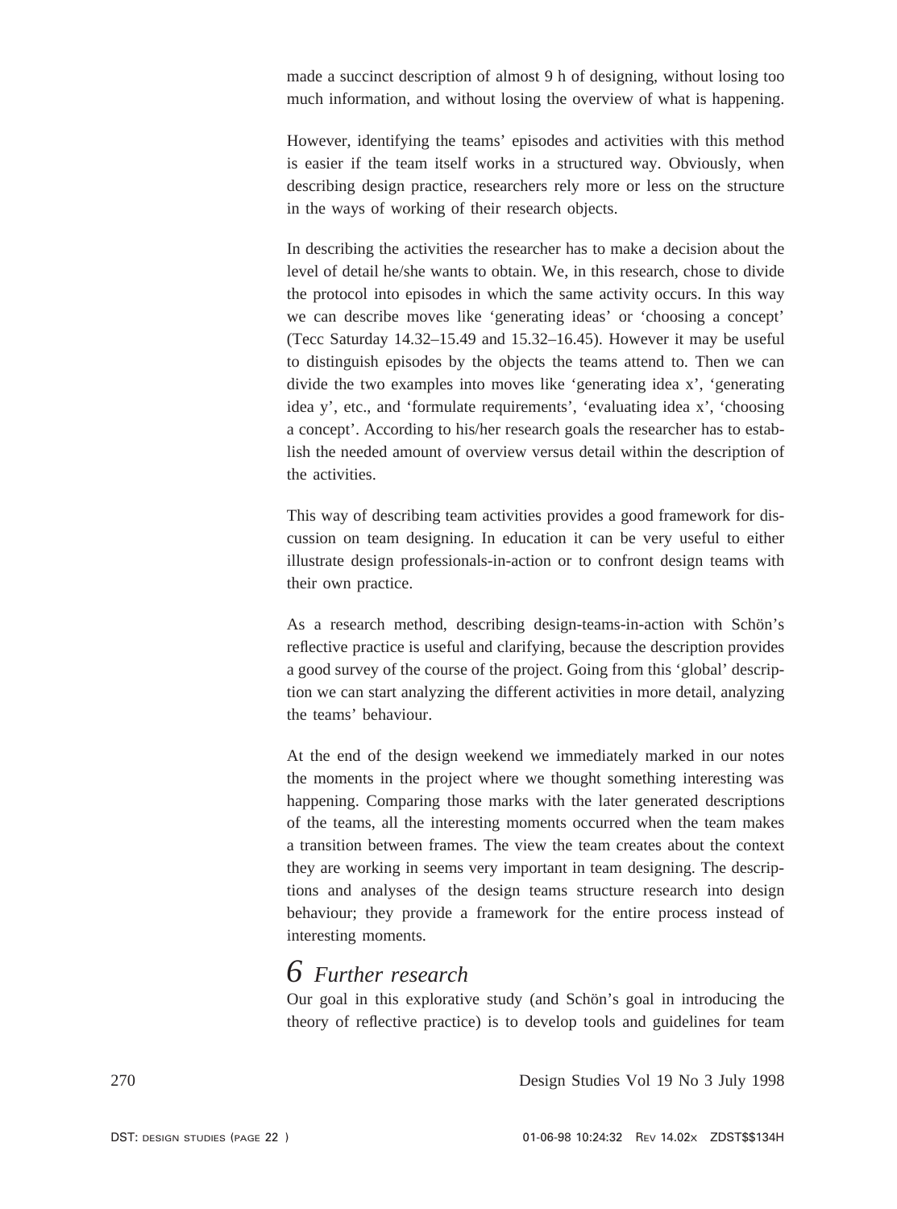made a succinct description of almost 9 h of designing, without losing too much information, and without losing the overview of what is happening.

However, identifying the teams' episodes and activities with this method is easier if the team itself works in a structured way. Obviously, when describing design practice, researchers rely more or less on the structure in the ways of working of their research objects.

In describing the activities the researcher has to make a decision about the level of detail he/she wants to obtain. We, in this research, chose to divide the protocol into episodes in which the same activity occurs. In this way we can describe moves like 'generating ideas' or 'choosing a concept' (Tecc Saturday 14.32–15.49 and 15.32–16.45). However it may be useful to distinguish episodes by the objects the teams attend to. Then we can divide the two examples into moves like 'generating idea x', 'generating idea y', etc., and 'formulate requirements', 'evaluating idea x', 'choosing a concept'. According to his/her research goals the researcher has to establish the needed amount of overview versus detail within the description of the activities.

This way of describing team activities provides a good framework for discussion on team designing. In education it can be very useful to either illustrate design professionals-in-action or to confront design teams with their own practice.

As a research method, describing design-teams-in-action with Schön's reflective practice is useful and clarifying, because the description provides a good survey of the course of the project. Going from this 'global' description we can start analyzing the different activities in more detail, analyzing the teams' behaviour.

At the end of the design weekend we immediately marked in our notes the moments in the project where we thought something interesting was happening. Comparing those marks with the later generated descriptions of the teams, all the interesting moments occurred when the team makes a transition between frames. The view the team creates about the context they are working in seems very important in team designing. The descriptions and analyses of the design teams structure research into design behaviour; they provide a framework for the entire process instead of interesting moments.

# 6 *Further research*

Our goal in this explorative study (and Schön's goal in introducing the theory of reflective practice) is to develop tools and guidelines for team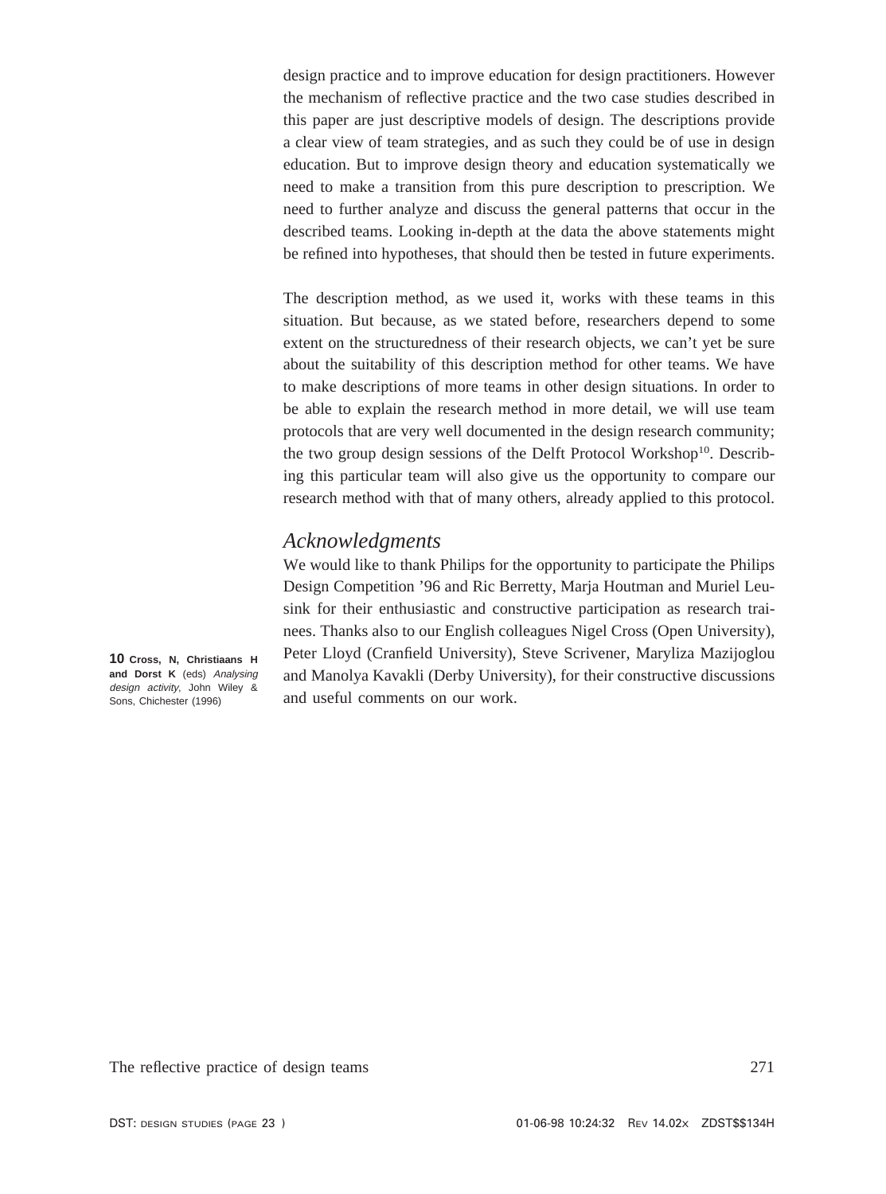design practice and to improve education for design practitioners. However the mechanism of reflective practice and the two case studies described in this paper are just descriptive models of design. The descriptions provide a clear view of team strategies, and as such they could be of use in design education. But to improve design theory and education systematically we need to make a transition from this pure description to prescription. We need to further analyze and discuss the general patterns that occur in the described teams. Looking in-depth at the data the above statements might be refined into hypotheses, that should then be tested in future experiments.

The description method, as we used it, works with these teams in this situation. But because, as we stated before, researchers depend to some extent on the structuredness of their research objects, we can't yet be sure about the suitability of this description method for other teams. We have to make descriptions of more teams in other design situations. In order to be able to explain the research method in more detail, we will use team protocols that are very well documented in the design research community; the two group design sessions of the Delft Protocol Workshop[10]. Describing this particular team will also give us the opportunity to compare our research method with that of many others, already applied to this protocol.

## *Acknowledgments*

We would like to thank Philips for the opportunity to participate the Philips Design Competition '96 and Ric Berretty, Marja Houtman and Muriel Leusink for their enthusiastic and constructive participation as research trainees. Thanks also to our English colleagues Nigel Cross (Open University), Peter Lloyd (Cranfield University), Steve Scrivener, Maryliza Mazijoglou and Manolya Kavakli (Derby University), for their constructive discussions and useful comments on our work.

**10 Cross, N, Christiaans H and Dorst K** (eds) *Analysing design activity*, John Wiley & Sons, Chichester (1996)